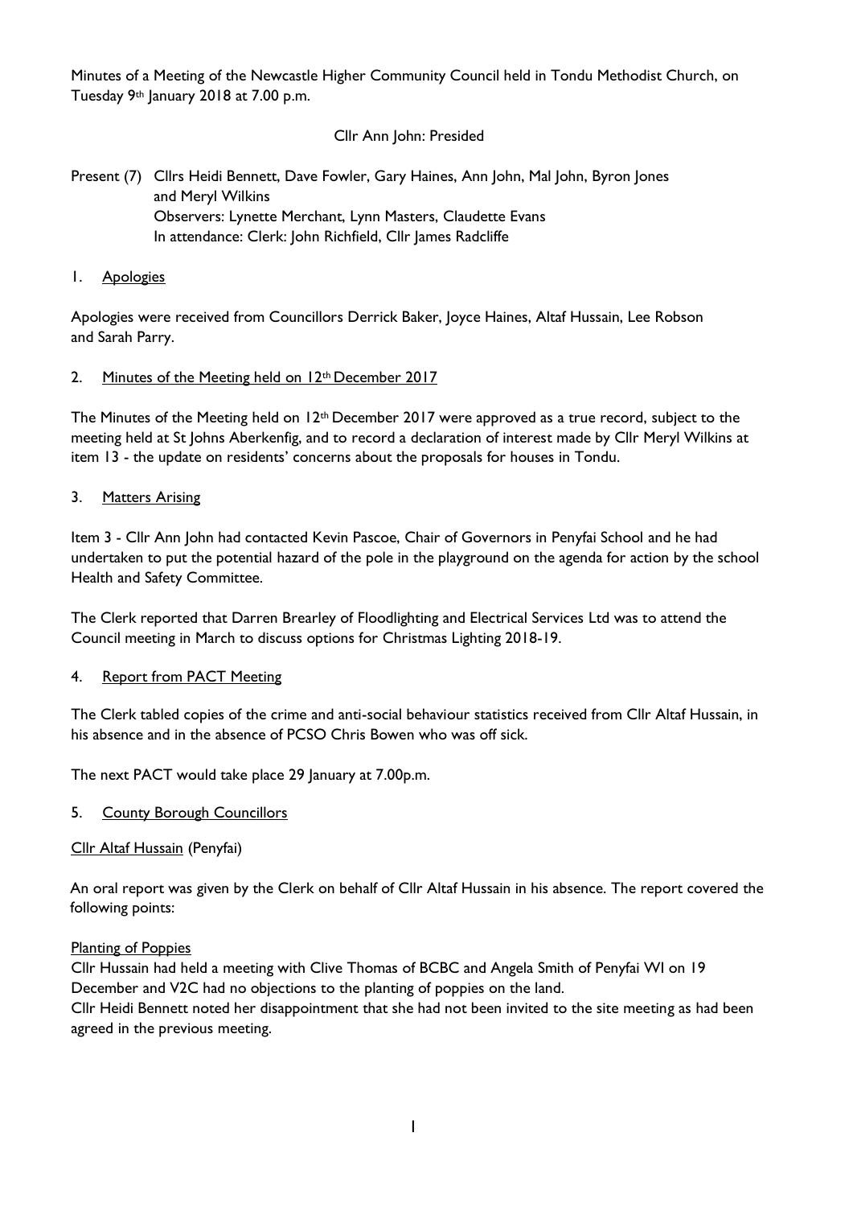Minutes of a Meeting of the Newcastle Higher Community Council held in Tondu Methodist Church, on Tuesday 9th January 2018 at 7.00 p.m.

Cllr Ann John: Presided

Present (7) Cllrs Heidi Bennett, Dave Fowler, Gary Haines, Ann John, Mal John, Byron Jones and Meryl Wilkins
Observers: Lynette Merchant, Lynn Masters, Claudette Evans
In attendance: Clerk: John Richfield, Cllr James Radcliffe

1. Apologies

Apologies were received from Councillors Derrick Baker, Joyce Haines, Altaf Hussain, Lee Robson and Sarah Parry.

2. Minutes of the Meeting held on 12th December 2017

The Minutes of the Meeting held on 12th December 2017 were approved as a true record, subject to the meeting held at St Johns Aberkenfig, and to record a declaration of interest made by Cllr Meryl Wilkins at item 13 - the update on residents' concerns about the proposals for houses in Tondu.

3. Matters Arising

Item 3 - Cllr Ann John had contacted Kevin Pascoe, Chair of Governors in Penyfai School and he had undertaken to put the potential hazard of the pole in the playground on the agenda for action by the school Health and Safety Committee.

The Clerk reported that Darren Brearley of Floodlighting and Electrical Services Ltd was to attend the Council meeting in March to discuss options for Christmas Lighting 2018-19.

4. Report from PACT Meeting

The Clerk tabled copies of the crime and anti-social behaviour statistics received from Cllr Altaf Hussain, in his absence and in the absence of PCSO Chris Bowen who was off sick.

The next PACT would take place 29 January at 7.00p.m.

5. County Borough Councillors

Cllr Altaf Hussain (Penyfai)

An oral report was given by the Clerk on behalf of Cllr Altaf Hussain in his absence. The report covered the following points:

Planting of Poppies

Cllr Hussain had held a meeting with Clive Thomas of BCBC and Angela Smith of Penyfai WI on 19 December and V2C had no objections to the planting of poppies on the land.

Cllr Heidi Bennett noted her disappointment that she had not been invited to the site meeting as had been agreed in the previous meeting.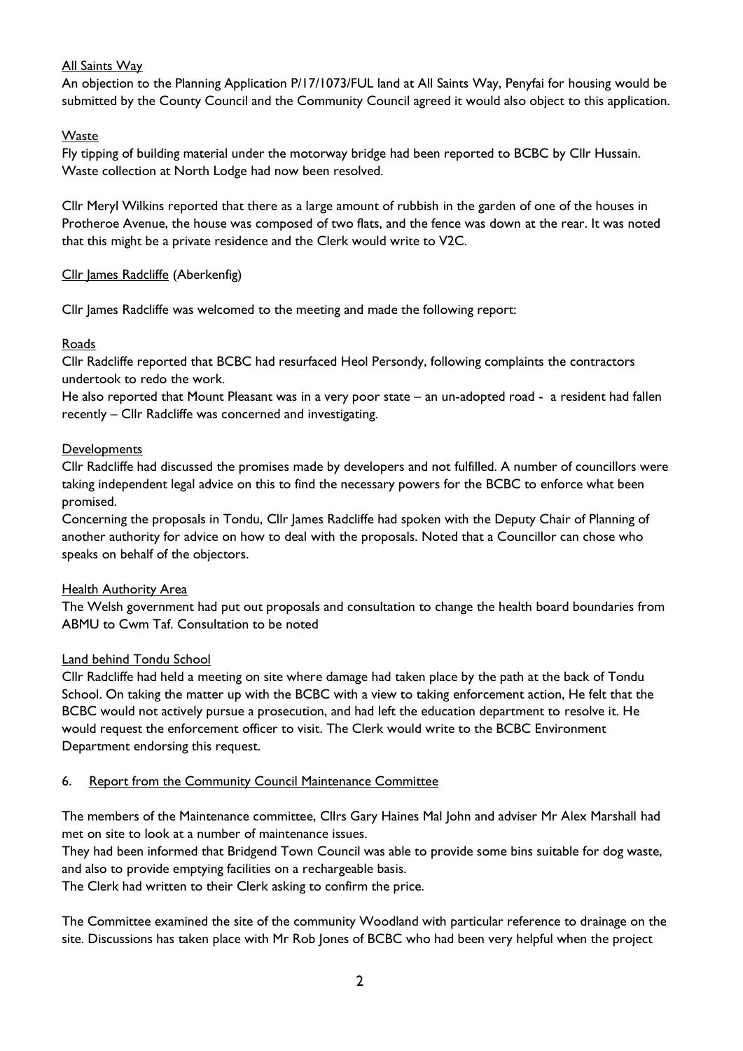<u>All Saints Way</u>

An objection to the Planning Application P/17/1073/FUL land at All Saints Way, Penyfai for housing would be submitted by the County Council and the Community Council agreed it would also object to this application.

<u>Waste</u>

Fly tipping of building material under the motorway bridge had been reported to BCBC by Cllr Hussain. Waste collection at North Lodge had now been resolved.

Cllr Meryl Wilkins reported that there as a large amount of rubbish in the garden of one of the houses in Protheroe Avenue, the house was composed of two flats, and the fence was down at the rear. It was noted that this might be a private residence and the Clerk would write to V2C.

<u>Cllr James Radcliffe</u> (Aberkenfig)

Cllr James Radcliffe was welcomed to the meeting and made the following report:

<u>Roads</u>

Cllr Radcliffe reported that BCBC had resurfaced Heol Persondy, following complaints the contractors undertook to redo the work.

He also reported that Mount Pleasant was in a very poor state – an un-adopted road - a resident had fallen recently – Cllr Radcliffe was concerned and investigating.

<u>Developments</u>

Cllr Radcliffe had discussed the promises made by developers and not fulfilled. A number of councillors were taking independent legal advice on this to find the necessary powers for the BCBC to enforce what been promised.

Concerning the proposals in Tondu, Cllr James Radcliffe had spoken with the Deputy Chair of Planning of another authority for advice on how to deal with the proposals. Noted that a Councillor can chose who speaks on behalf of the objectors.

<u>Health Authority Area</u>

The Welsh government had put out proposals and consultation to change the health board boundaries from ABMU to Cwm Taf. Consultation to be noted

<u>Land behind Tondu School</u>

Cllr Radcliffe had held a meeting on site where damage had taken place by the path at the back of Tondu School. On taking the matter up with the BCBC with a view to taking enforcement action, He felt that the BCBC would not actively pursue a prosecution, and had left the education department to resolve it. He would request the enforcement officer to visit. The Clerk would write to the BCBC Environment Department endorsing this request.

6. <u>Report from the Community Council Maintenance Committee</u>

The members of the Maintenance committee, Cllrs Gary Haines Mal John and adviser Mr Alex Marshall had met on site to look at a number of maintenance issues.

They had been informed that Bridgend Town Council was able to provide some bins suitable for dog waste, and also to provide emptying facilities on a rechargeable basis.

The Clerk had written to their Clerk asking to confirm the price.

The Committee examined the site of the community Woodland with particular reference to drainage on the site. Discussions has taken place with Mr Rob Jones of BCBC who had been very helpful when the project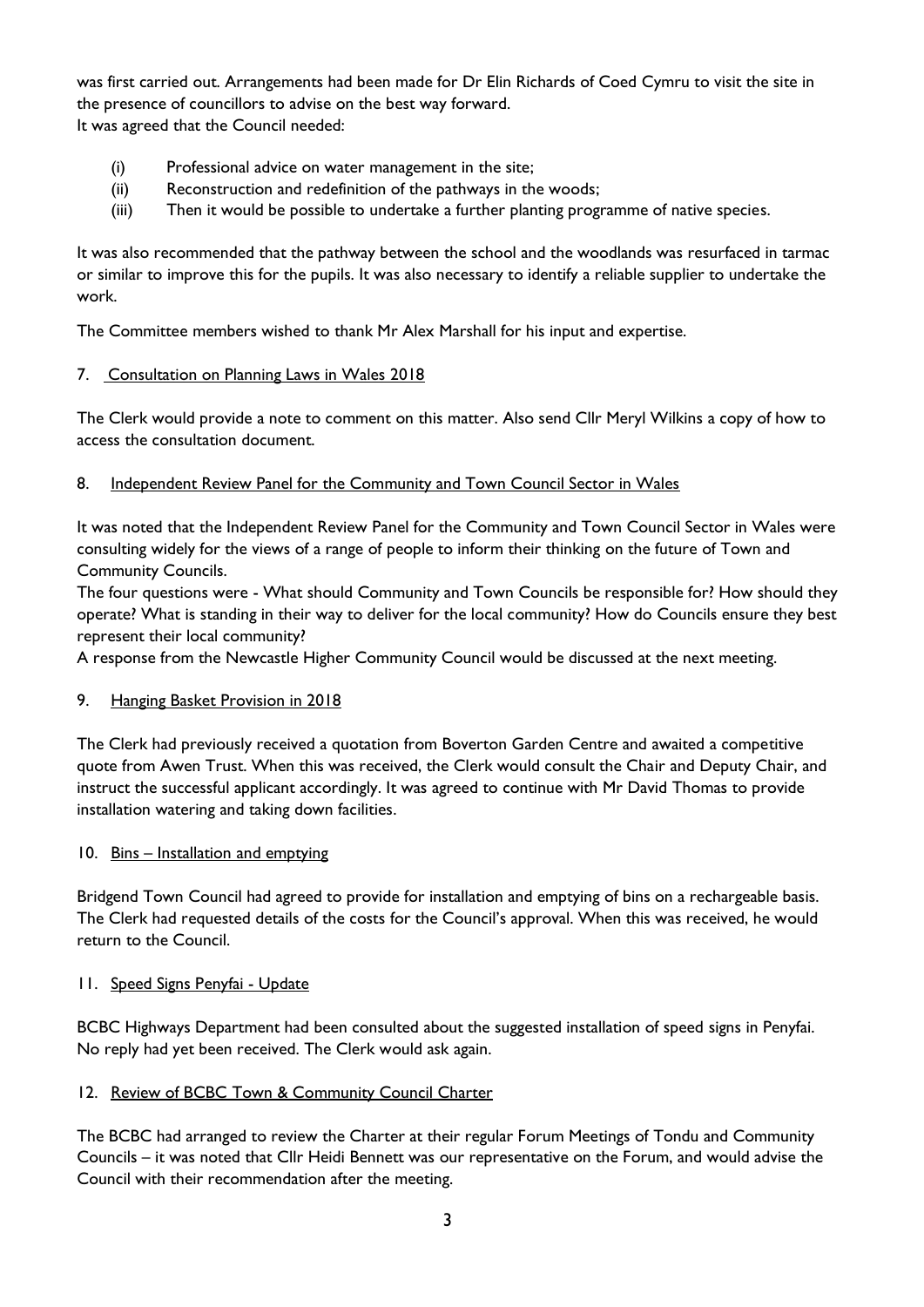was first carried out. Arrangements had been made for Dr Elin Richards of Coed Cymru to visit the site in the presence of councillors to advise on the best way forward.
It was agreed that the Council needed:

(i) Professional advice on water management in the site;
(ii) Reconstruction and redefinition of the pathways in the woods;
(iii) Then it would be possible to undertake a further planting programme of native species.

It was also recommended that the pathway between the school and the woodlands was resurfaced in tarmac or similar to improve this for the pupils. It was also necessary to identify a reliable supplier to undertake the work.

The Committee members wished to thank Mr Alex Marshall for his input and expertise.

7. Consultation on Planning Laws in Wales 2018

The Clerk would provide a note to comment on this matter. Also send Cllr Meryl Wilkins a copy of how to access the consultation document.

8. Independent Review Panel for the Community and Town Council Sector in Wales

It was noted that the Independent Review Panel for the Community and Town Council Sector in Wales were consulting widely for the views of a range of people to inform their thinking on the future of Town and Community Councils.
The four questions were - What should Community and Town Councils be responsible for? How should they operate? What is standing in their way to deliver for the local community? How do Councils ensure they best represent their local community?
A response from the Newcastle Higher Community Council would be discussed at the next meeting.

9. Hanging Basket Provision in 2018

The Clerk had previously received a quotation from Boverton Garden Centre and awaited a competitive quote from Awen Trust. When this was received, the Clerk would consult the Chair and Deputy Chair, and instruct the successful applicant accordingly. It was agreed to continue with Mr David Thomas to provide installation watering and taking down facilities.

10. Bins – Installation and emptying

Bridgend Town Council had agreed to provide for installation and emptying of bins on a rechargeable basis. The Clerk had requested details of the costs for the Council's approval. When this was received, he would return to the Council.

11. Speed Signs Penyfai - Update

BCBC Highways Department had been consulted about the suggested installation of speed signs in Penyfai. No reply had yet been received. The Clerk would ask again.

12. Review of BCBC Town & Community Council Charter

The BCBC had arranged to review the Charter at their regular Forum Meetings of Tondu and Community Councils – it was noted that Cllr Heidi Bennett was our representative on the Forum, and would advise the Council with their recommendation after the meeting.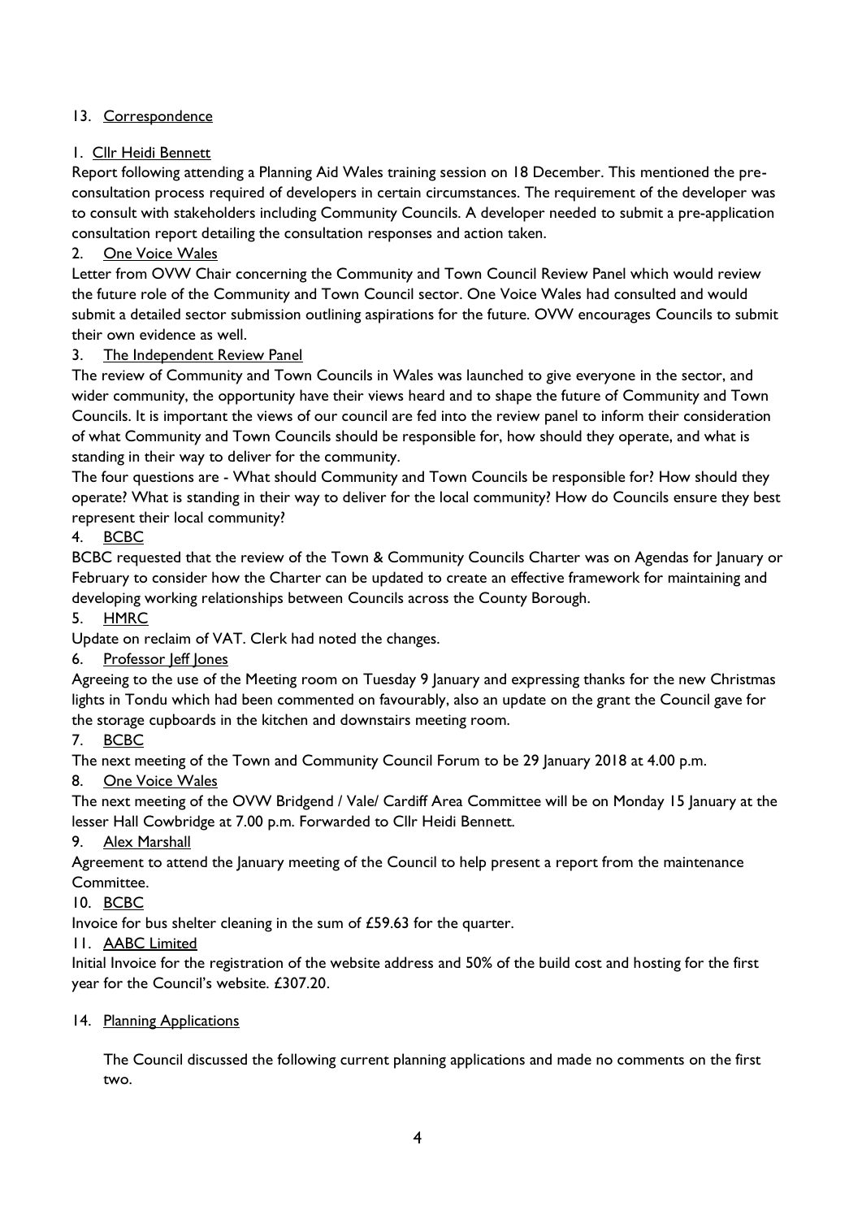13. Correspondence

1. Cllr Heidi Bennett

Report following attending a Planning Aid Wales training session on 18 December. This mentioned the pre-consultation process required of developers in certain circumstances. The requirement of the developer was to consult with stakeholders including Community Councils. A developer needed to submit a pre-application consultation report detailing the consultation responses and action taken.

2. One Voice Wales

Letter from OVW Chair concerning the Community and Town Council Review Panel which would review the future role of the Community and Town Council sector. One Voice Wales had consulted and would submit a detailed sector submission outlining aspirations for the future. OVW encourages Councils to submit their own evidence as well.

3. The Independent Review Panel

The review of Community and Town Councils in Wales was launched to give everyone in the sector, and wider community, the opportunity have their views heard and to shape the future of Community and Town Councils. It is important the views of our council are fed into the review panel to inform their consideration of what Community and Town Councils should be responsible for, how should they operate, and what is standing in their way to deliver for the community.

The four questions are - What should Community and Town Councils be responsible for? How should they operate? What is standing in their way to deliver for the local community? How do Councils ensure they best represent their local community?

4. BCBC

BCBC requested that the review of the Town & Community Councils Charter was on Agendas for January or February to consider how the Charter can be updated to create an effective framework for maintaining and developing working relationships between Councils across the County Borough.

5. HMRC

Update on reclaim of VAT. Clerk had noted the changes.

6. Professor Jeff Jones

Agreeing to the use of the Meeting room on Tuesday 9 January and expressing thanks for the new Christmas lights in Tondu which had been commented on favourably, also an update on the grant the Council gave for the storage cupboards in the kitchen and downstairs meeting room.

7. BCBC

The next meeting of the Town and Community Council Forum to be 29 January 2018 at 4.00 p.m.

8. One Voice Wales

The next meeting of the OVW Bridgend / Vale/ Cardiff Area Committee will be on Monday 15 January at the lesser Hall Cowbridge at 7.00 p.m. Forwarded to Cllr Heidi Bennett.

9. Alex Marshall

Agreement to attend the January meeting of the Council to help present a report from the maintenance Committee.

10. BCBC

Invoice for bus shelter cleaning in the sum of £59.63 for the quarter.

11. AABC Limited

Initial Invoice for the registration of the website address and 50% of the build cost and hosting for the first year for the Council's website. £307.20.

14. Planning Applications

The Council discussed the following current planning applications and made no comments on the first two.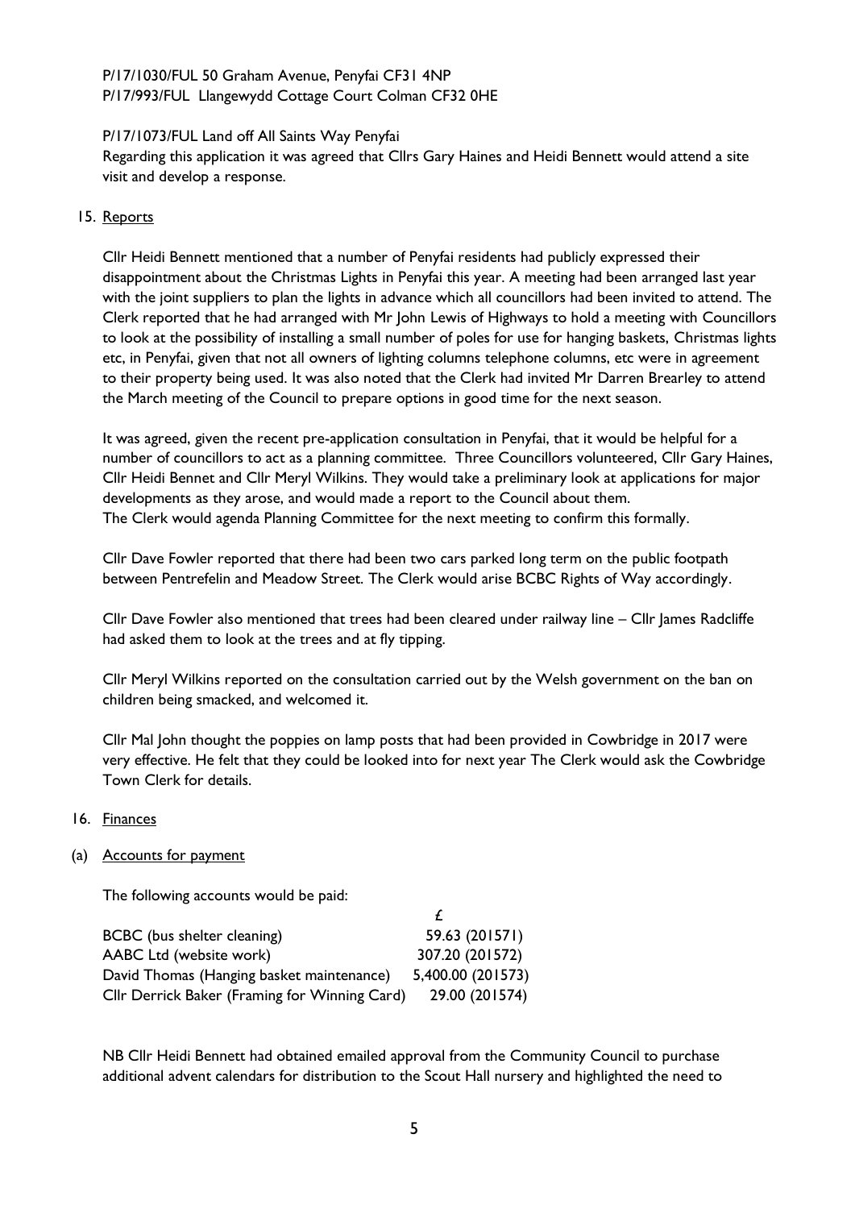P/17/1030/FUL 50 Graham Avenue, Penyfai CF31 4NP
P/17/993/FUL Llangewydd Cottage Court Colman CF32 0HE

P/17/1073/FUL Land off All Saints Way Penyfai
Regarding this application it was agreed that Cllrs Gary Haines and Heidi Bennett would attend a site visit and develop a response.

15. Reports

Cllr Heidi Bennett mentioned that a number of Penyfai residents had publicly expressed their disappointment about the Christmas Lights in Penyfai this year. A meeting had been arranged last year with the joint suppliers to plan the lights in advance which all councillors had been invited to attend. The Clerk reported that he had arranged with Mr John Lewis of Highways to hold a meeting with Councillors to look at the possibility of installing a small number of poles for use for hanging baskets, Christmas lights etc, in Penyfai, given that not all owners of lighting columns telephone columns, etc were in agreement to their property being used. It was also noted that the Clerk had invited Mr Darren Brearley to attend the March meeting of the Council to prepare options in good time for the next season.

It was agreed, given the recent pre-application consultation in Penyfai, that it would be helpful for a number of councillors to act as a planning committee. Three Councillors volunteered, Cllr Gary Haines, Cllr Heidi Bennet and Cllr Meryl Wilkins. They would take a preliminary look at applications for major developments as they arose, and would made a report to the Council about them.
The Clerk would agenda Planning Committee for the next meeting to confirm this formally.

Cllr Dave Fowler reported that there had been two cars parked long term on the public footpath between Pentrefelin and Meadow Street. The Clerk would arise BCBC Rights of Way accordingly.

Cllr Dave Fowler also mentioned that trees had been cleared under railway line – Cllr James Radcliffe had asked them to look at the trees and at fly tipping.

Cllr Meryl Wilkins reported on the consultation carried out by the Welsh government on the ban on children being smacked, and welcomed it.

Cllr Mal John thought the poppies on lamp posts that had been provided in Cowbridge in 2017 were very effective. He felt that they could be looked into for next year The Clerk would ask the Cowbridge Town Clerk for details.

16. Finances

(a) Accounts for payment

The following accounts would be paid:

| | £ |
|---|---|
| BCBC (bus shelter cleaning) | 59.63 (201571) |
| AABC Ltd (website work) | 307.20 (201572) |
| David Thomas (Hanging basket maintenance) | 5,400.00 (201573) |
| Cllr Derrick Baker (Framing for Winning Card) | 29.00 (201574) |

NB Cllr Heidi Bennett had obtained emailed approval from the Community Council to purchase additional advent calendars for distribution to the Scout Hall nursery and highlighted the need to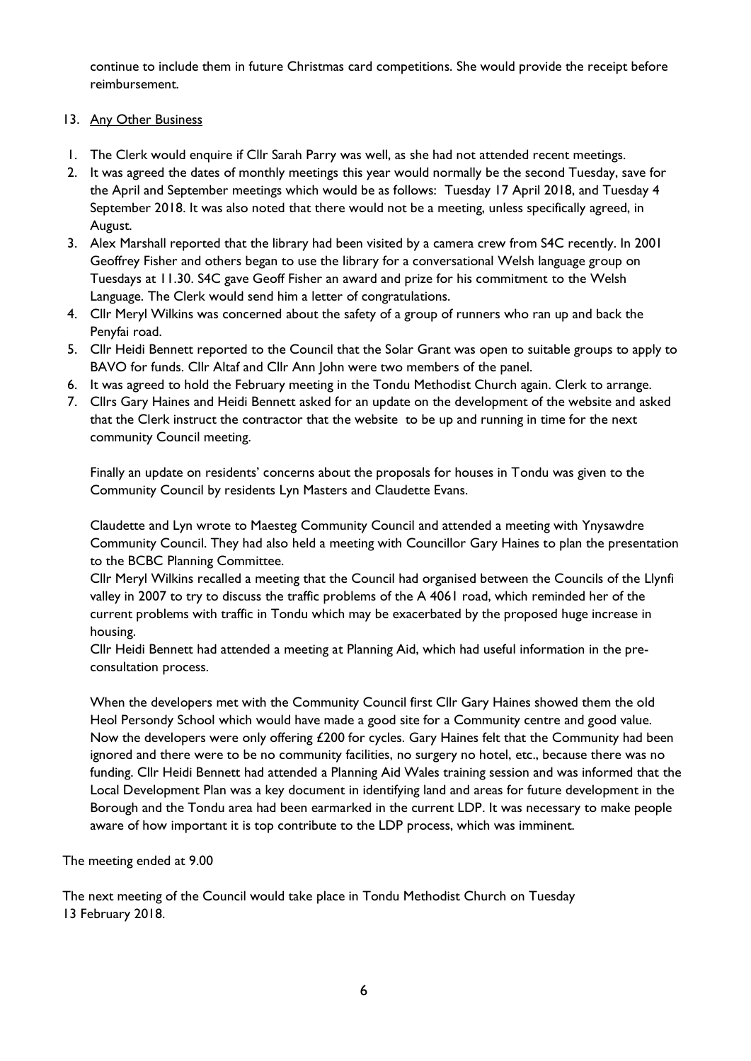continue to include them in future Christmas card competitions. She would provide the receipt before reimbursement.

13. Any Other Business

1. The Clerk would enquire if Cllr Sarah Parry was well, as she had not attended recent meetings.
2. It was agreed the dates of monthly meetings this year would normally be the second Tuesday, save for the April and September meetings which would be as follows: Tuesday 17 April 2018, and Tuesday 4 September 2018. It was also noted that there would not be a meeting, unless specifically agreed, in August.
3. Alex Marshall reported that the library had been visited by a camera crew from S4C recently. In 2001 Geoffrey Fisher and others began to use the library for a conversational Welsh language group on Tuesdays at 11.30. S4C gave Geoff Fisher an award and prize for his commitment to the Welsh Language. The Clerk would send him a letter of congratulations.
4. Cllr Meryl Wilkins was concerned about the safety of a group of runners who ran up and back the Penyfai road.
5. Cllr Heidi Bennett reported to the Council that the Solar Grant was open to suitable groups to apply to BAVO for funds. Cllr Altaf and Cllr Ann John were two members of the panel.
6. It was agreed to hold the February meeting in the Tondu Methodist Church again. Clerk to arrange.
7. Cllrs Gary Haines and Heidi Bennett asked for an update on the development of the website and asked that the Clerk instruct the contractor that the website to be up and running in time for the next community Council meeting.

   Finally an update on residents' concerns about the proposals for houses in Tondu was given to the Community Council by residents Lyn Masters and Claudette Evans.

   Claudette and Lyn wrote to Maesteg Community Council and attended a meeting with Ynysawdre Community Council. They had also held a meeting with Councillor Gary Haines to plan the presentation to the BCBC Planning Committee.
   Cllr Meryl Wilkins recalled a meeting that the Council had organised between the Councils of the Llynfi valley in 2007 to try to discuss the traffic problems of the A 4061 road, which reminded her of the current problems with traffic in Tondu which may be exacerbated by the proposed huge increase in housing.
   Cllr Heidi Bennett had attended a meeting at Planning Aid, which had useful information in the pre-consultation process.

   When the developers met with the Community Council first Cllr Gary Haines showed them the old Heol Persondy School which would have made a good site for a Community centre and good value. Now the developers were only offering £200 for cycles. Gary Haines felt that the Community had been ignored and there were to be no community facilities, no surgery no hotel, etc., because there was no funding. Cllr Heidi Bennett had attended a Planning Aid Wales training session and was informed that the Local Development Plan was a key document in identifying land and areas for future development in the Borough and the Tondu area had been earmarked in the current LDP. It was necessary to make people aware of how important it is top contribute to the LDP process, which was imminent.

The meeting ended at 9.00

The next meeting of the Council would take place in Tondu Methodist Church on Tuesday
13 February 2018.